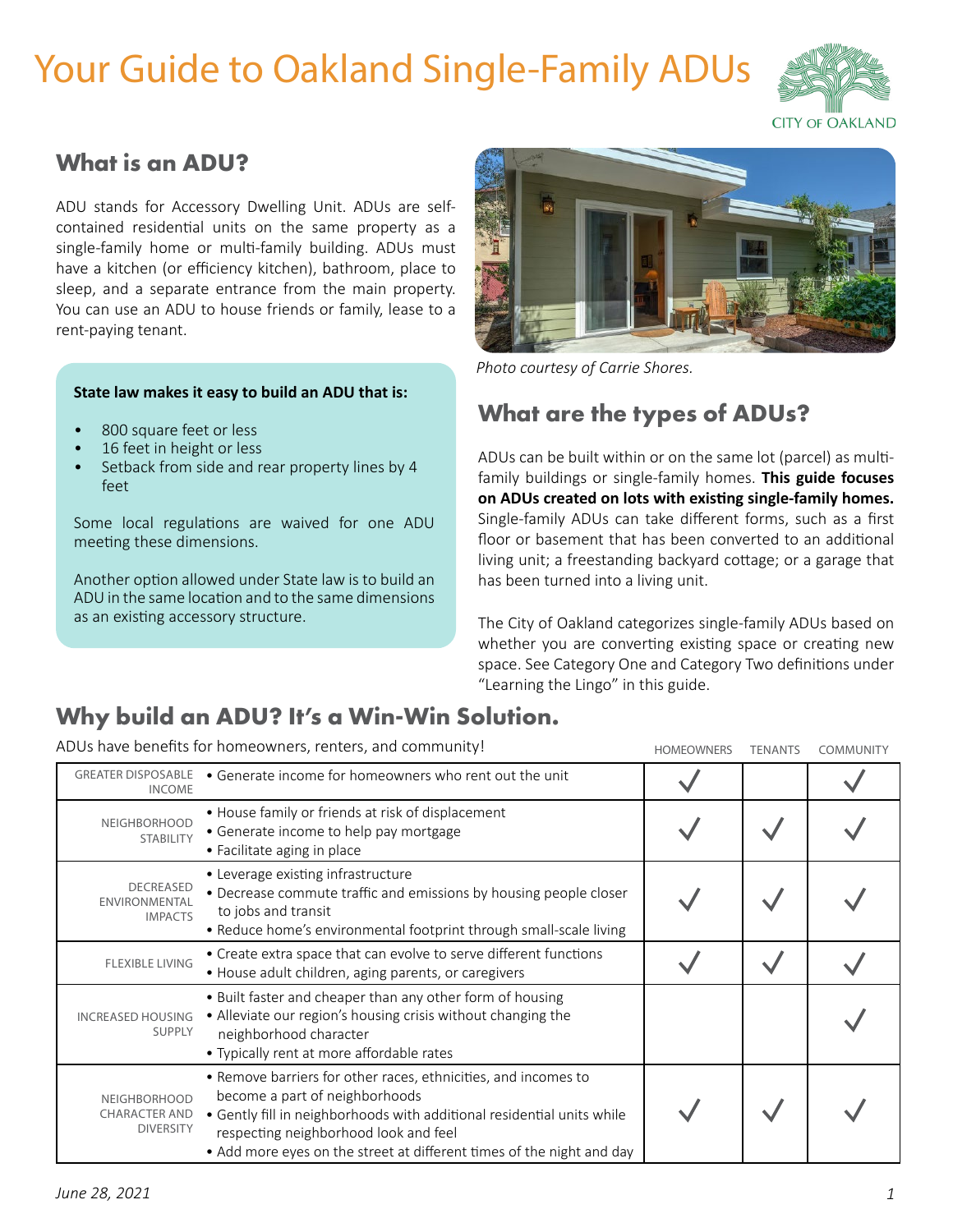# Your Guide to Oakland Single-Family ADUs

CITY OF OAKLAND

## What is an ADU?

ADU stands for Accessory Dwelling Unit. ADUs are self-contained residential units on the same property as a single-family home or multi-family building. ADUs must have a kitchen (or efficiency kitchen), bathroom, place to sleep, and a separate entrance from the main property. You can use an ADU to house friends or family, lease to a rent-paying tenant.

**State law makes it easy to build an ADU that is:**

- 800 square feet or less
- 16 feet in height or less
- Setback from side and rear property lines by 4 feet

Some local regulations are waived for one ADU meeting these dimensions.

Another option allowed under State law is to build an ADU in the same location and to the same dimensions as an existing accessory structure.

*Photo courtesy of Carrie Shores.*

## What are the types of ADUs?

ADUs can be built within or on the same lot (parcel) as multi-family buildings or single-family homes. **This guide focuses on ADUs created on lots with existing single-family homes.** Single-family ADUs can take different forms, such as a first floor or basement that has been converted to an additional living unit; a freestanding backyard cottage; or a garage that has been turned into a living unit.

The City of Oakland categorizes single-family ADUs based on whether you are converting existing space or creating new space. See Category One and Category Two definitions under "Learning the Lingo" in this guide.

## Why build an ADU? It's a Win-Win Solution.

ADUs have benefits for homeowners, renters, and community!

| | | HOMEOWNERS | TENANTS | COMMUNITY |
|---|---|---|---|---|
| GREATER DISPOSABLE INCOME | • Generate income for homeowners who rent out the unit | ✓ | | ✓ |
| NEIGHBORHOOD STABILITY | • House family or friends at risk of displacement<br>• Generate income to help pay mortgage<br>• Facilitate aging in place | ✓ | ✓ | ✓ |
| DECREASED ENVIRONMENTAL IMPACTS | • Leverage existing infrastructure<br>• Decrease commute traffic and emissions by housing people closer to jobs and transit<br>• Reduce home's environmental footprint through small-scale living | ✓ | ✓ | ✓ |
| FLEXIBLE LIVING | • Create extra space that can evolve to serve different functions<br>• House adult children, aging parents, or caregivers | ✓ | ✓ | ✓ |
| INCREASED HOUSING SUPPLY | • Built faster and cheaper than any other form of housing<br>• Alleviate our region's housing crisis without changing the neighborhood character<br>• Typically rent at more affordable rates | | | ✓ |
| NEIGHBORHOOD CHARACTER AND DIVERSITY | • Remove barriers for other races, ethnicities, and incomes to become a part of neighborhoods<br>• Gently fill in neighborhoods with additional residential units while respecting neighborhood look and feel<br>• Add more eyes on the street at different times of the night and day | ✓ | ✓ | ✓ |

*June 28, 2021*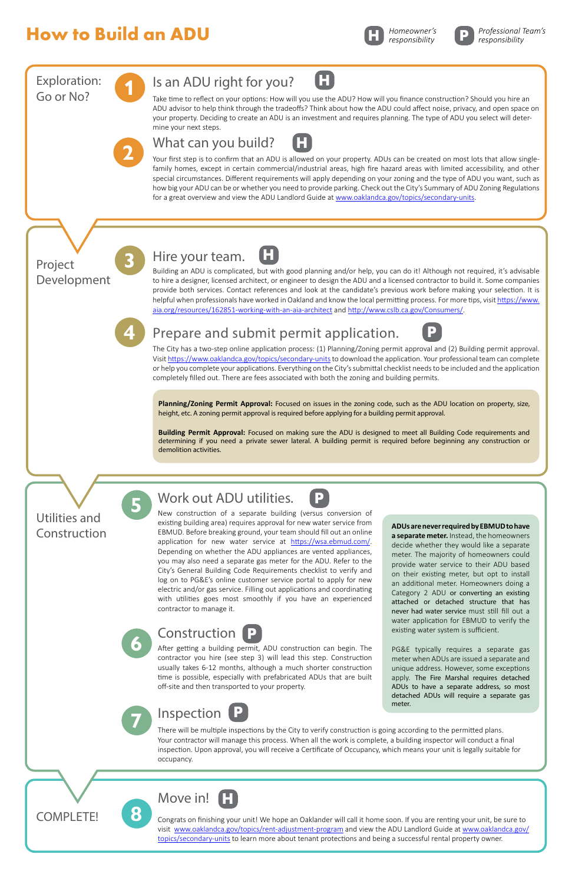# How to Build an ADU

**H** *Homeowner's responsibility*

**P** *Professional Team's responsibility*

## Exploration: Go or No?

### 1 Is an ADU right for you? H

Take time to reflect on your options: How will you use the ADU? How will you finance construction? Should you hire an ADU advisor to help think through the tradeoffs? Think about how the ADU could affect noise, privacy, and open space on your property. Deciding to create an ADU is an investment and requires planning. The type of ADU you select will determine your next steps.

### 2 What can you build? H

Your first step is to confirm that an ADU is allowed on your property. ADUs can be created on most lots that allow single-family homes, except in certain commercial/industrial areas, high fire hazard areas with limited accessibility, and other special circumstances. Different requirements will apply depending on your zoning and the type of ADU you want, such as how big your ADU can be or whether you need to provide parking. Check out the City's Summary of ADU Zoning Regulations for a great overview and view the ADU Landlord Guide at www.oaklandca.gov/topics/secondary-units.

## Project Development

### 3 Hire your team. H

Building an ADU is complicated, but with good planning and/or help, you can do it! Although not required, it's advisable to hire a designer, licensed architect, or engineer to design the ADU and a licensed contractor to build it. Some companies provide both services. Contact references and look at the candidate's previous work before making your selection. It is helpful when professionals have worked in Oakland and know the local permitting process. For more tips, visit https://www.aia.org/resources/162851-working-with-an-aia-architect and http://www.cslb.ca.gov/Consumers/.

### 4 Prepare and submit permit application. P

The City has a two-step online application process: (1) Planning/Zoning permit approval and (2) Building permit approval. Visit https://www.oaklandca.gov/topics/secondary-units to download the application. Your professional team can complete or help you complete your applications. Everything on the City's submittal checklist needs to be included and the application completely filled out. There are fees associated with both the zoning and building permits.

**Planning/Zoning Permit Approval:** Focused on issues in the zoning code, such as the ADU location on property, size, height, etc. A zoning permit approval is required before applying for a building permit approval.

**Building Permit Approval:** Focused on making sure the ADU is designed to meet all Building Code requirements and determining if you need a private sewer lateral. A building permit is required before beginning any construction or demolition activities.

## Utilities and Construction

### 5 Work out ADU utilities. P

New construction of a separate building (versus conversion of existing building area) requires approval for new water service from EBMUD. Before breaking ground, your team should fill out an online application for new water service at https://wsa.ebmud.com/. Depending on whether the ADU appliances are vented appliances, you may also need a separate gas meter for the ADU. Refer to the City's General Building Code Requirements checklist to verify and log on to PG&E's online customer service portal to apply for new electric and/or gas service. Filling out applications and coordinating with utilities goes most smoothly if you have an experienced contractor to manage it.

**ADUs are never required by EBMUD to have a separate meter.** Instead, the homeowners decide whether they would like a separate meter. The majority of homeowners could provide water service to their ADU based on their existing meter, but opt to install an additional meter. Homeowners doing a Category 2 ADU **or converting an existing attached or detached structure that has never had water service** must still fill out a water application for EBMUD to verify the existing water system is sufficient.

PG&E typically requires a separate gas meter when ADUs are issued a separate and unique address. However, some exceptions apply. **The Fire Marshal requires detached ADUs to have a separate address, so most detached ADUs will require a separate gas meter.**

### 6 Construction P

After getting a building permit, ADU construction can begin. The contractor you hire (see step 3) will lead this step. Construction usually takes 6-12 months, although a much shorter construction time is possible, especially with prefabricated ADUs that are built off-site and then transported to your property.

### 7 Inspection P

There will be multiple inspections by the City to verify construction is going according to the permitted plans. Your contractor will manage this process. When all the work is complete, a building inspector will conduct a final inspection. Upon approval, you will receive a Certificate of Occupancy, which means your unit is legally suitable for occupancy.

## COMPLETE!

### 8 Move in! H

Congrats on finishing your unit! We hope an Oaklander will call it home soon. If you are renting your unit, be sure to visit www.oaklandca.gov/topics/rent-adjustment-program and view the ADU Landlord Guide at www.oaklandca.gov/topics/secondary-units to learn more about tenant protections and being a successful rental property owner.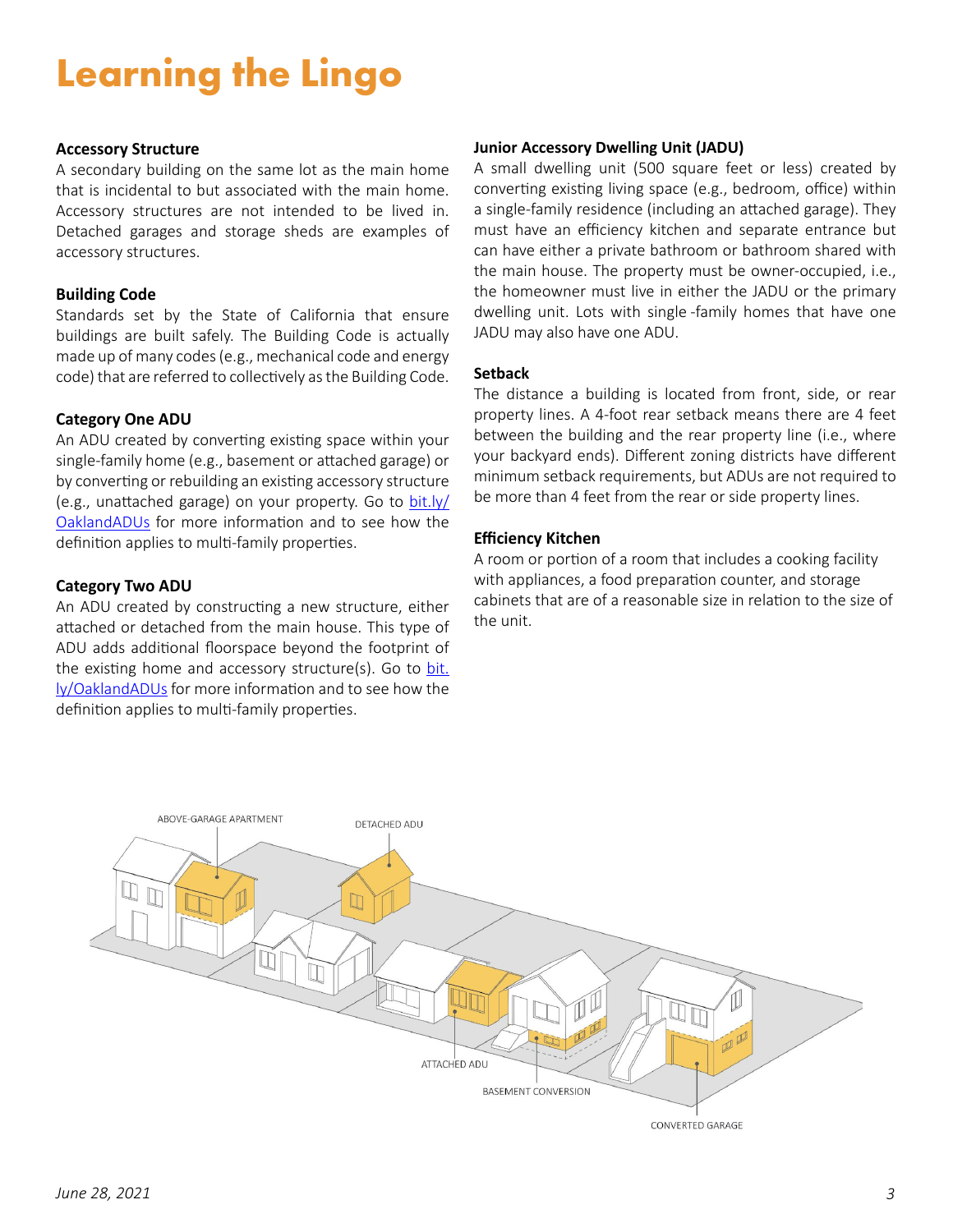# Learning the Lingo

### Accessory Structure

A secondary building on the same lot as the main home that is incidental to but associated with the main home. Accessory structures are not intended to be lived in. Detached garages and storage sheds are examples of accessory structures.

### Building Code

Standards set by the State of California that ensure buildings are built safely. The Building Code is actually made up of many codes (e.g., mechanical code and energy code) that are referred to collectively as the Building Code.

### Category One ADU

An ADU created by converting existing space within your single-family home (e.g., basement or attached garage) or by converting or rebuilding an existing accessory structure (e.g., unattached garage) on your property. Go to [bit.ly/OaklandADUs](bit.ly/OaklandADUs) for more information and to see how the definition applies to multi-family properties.

### Category Two ADU

An ADU created by constructing a new structure, either attached or detached from the main house. This type of ADU adds additional floorspace beyond the footprint of the existing home and accessory structure(s). Go to [bit.ly/OaklandADUs](bit.ly/OaklandADUs) for more information and to see how the definition applies to multi-family properties.

### Junior Accessory Dwelling Unit (JADU)

A small dwelling unit (500 square feet or less) created by converting existing living space (e.g., bedroom, office) within a single-family residence (including an attached garage). They must have an efficiency kitchen and separate entrance but can have either a private bathroom or bathroom shared with the main house. The property must be owner-occupied, i.e., the homeowner must live in either the JADU or the primary dwelling unit. Lots with single -family homes that have one JADU may also have one ADU.

### Setback

The distance a building is located from front, side, or rear property lines. A 4-foot rear setback means there are 4 feet between the building and the rear property line (i.e., where your backyard ends). Different zoning districts have different minimum setback requirements, but ADUs are not required to be more than 4 feet from the rear or side property lines.

### Efficiency Kitchen

A room or portion of a room that includes a cooking facility with appliances, a food preparation counter, and storage cabinets that are of a reasonable size in relation to the size of the unit.

ABOVE-GARAGE APARTMENT

DETACHED ADU

ATTACHED ADU

BASEMENT CONVERSION

CONVERTED GARAGE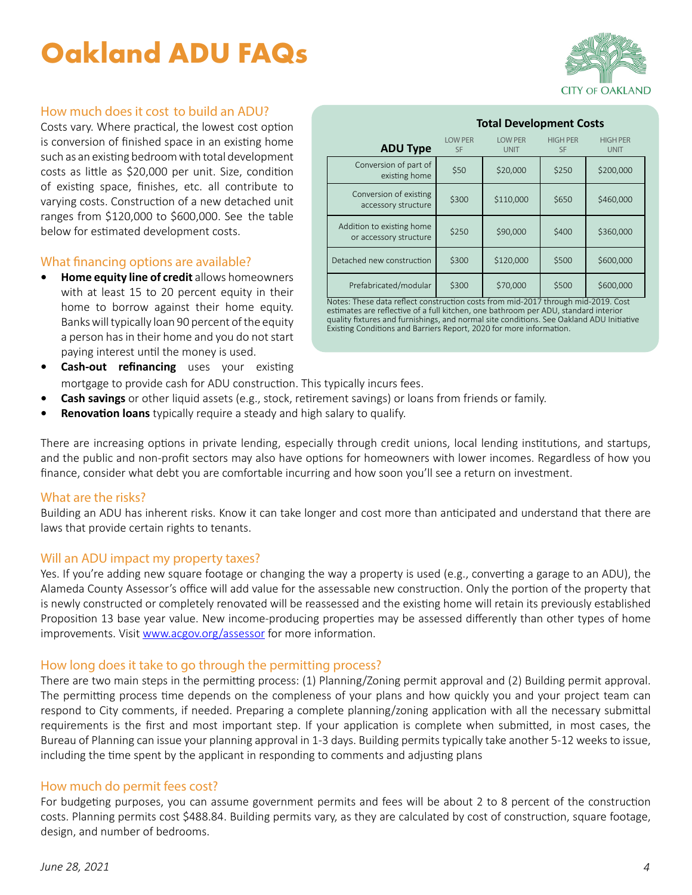# Oakland ADU FAQs

## How much does it cost to build an ADU?

Costs vary. Where practical, the lowest cost option is conversion of finished space in an existing home such as an existing bedroom with total development costs as little as $20,000 per unit. Size, condition of existing space, finishes, etc. all contribute to varying costs. Construction of a new detached unit ranges from $120,000 to $600,000. See the table below for estimated development costs.

| ADU Type | Total Development Costs | | | |
|---|---|---|---|---|
| | LOW PER SF | LOW PER UNIT | HIGH PER SF | HIGH PER UNIT |
| Conversion of part of existing home | $50 | $20,000 | $250 | $200,000 |
| Conversion of existing accessory structure | $300 | $110,000 | $650 | $460,000 |
| Addition to existing home or accessory structure | $250 | $90,000 | $400 | $360,000 |
| Detached new construction | $300 | $120,000 | $500 | $600,000 |
| Prefabricated/modular | $300 | $70,000 | $500 | $600,000 |

Notes: These data reflect construction costs from mid-2017 through mid-2019. Cost estimates are reflective of a full kitchen, one bathroom per ADU, standard interior quality fixtures and furnishings, and normal site conditions. See Oakland ADU Initiative Existing Conditions and Barriers Report, 2020 for more information.

## What financing options are available?

- **Home equity line of credit** allows homeowners with at least 15 to 20 percent equity in their home to borrow against their home equity. Banks will typically loan 90 percent of the equity a person has in their home and you do not start paying interest until the money is used.
- **Cash-out refinancing** uses your existing mortgage to provide cash for ADU construction. This typically incurs fees.
- **Cash savings** or other liquid assets (e.g., stock, retirement savings) or loans from friends or family.
- **Renovation loans** typically require a steady and high salary to qualify.

There are increasing options in private lending, especially through credit unions, local lending institutions, and startups, and the public and non-profit sectors may also have options for homeowners with lower incomes. Regardless of how you finance, consider what debt you are comfortable incurring and how soon you'll see a return on investment.

## What are the risks?

Building an ADU has inherent risks. Know it can take longer and cost more than anticipated and understand that there are laws that provide certain rights to tenants.

## Will an ADU impact my property taxes?

Yes. If you're adding new square footage or changing the way a property is used (e.g., converting a garage to an ADU), the Alameda County Assessor's office will add value for the assessable new construction. Only the portion of the property that is newly constructed or completely renovated will be reassessed and the existing home will retain its previously established Proposition 13 base year value. New income-producing properties may be assessed differently than other types of home improvements. Visit [www.acgov.org/assessor](www.acgov.org/assessor) for more information.

## How long does it take to go through the permitting process?

There are two main steps in the permitting process: (1) Planning/Zoning permit approval and (2) Building permit approval. The permitting process time depends on the compleness of your plans and how quickly you and your project team can respond to City comments, if needed. Preparing a complete planning/zoning application with all the necessary submittal requirements is the first and most important step. If your application is complete when submitted, in most cases, the Bureau of Planning can issue your planning approval in 1-3 days. Building permits typically take another 5-12 weeks to issue, including the time spent by the applicant in responding to comments and adjusting plans

## How much do permit fees cost?

For budgeting purposes, you can assume government permits and fees will be about 2 to 8 percent of the construction costs. Planning permits cost $488.84. Building permits vary, as they are calculated by cost of construction, square footage, design, and number of bedrooms.

*June 28, 2021*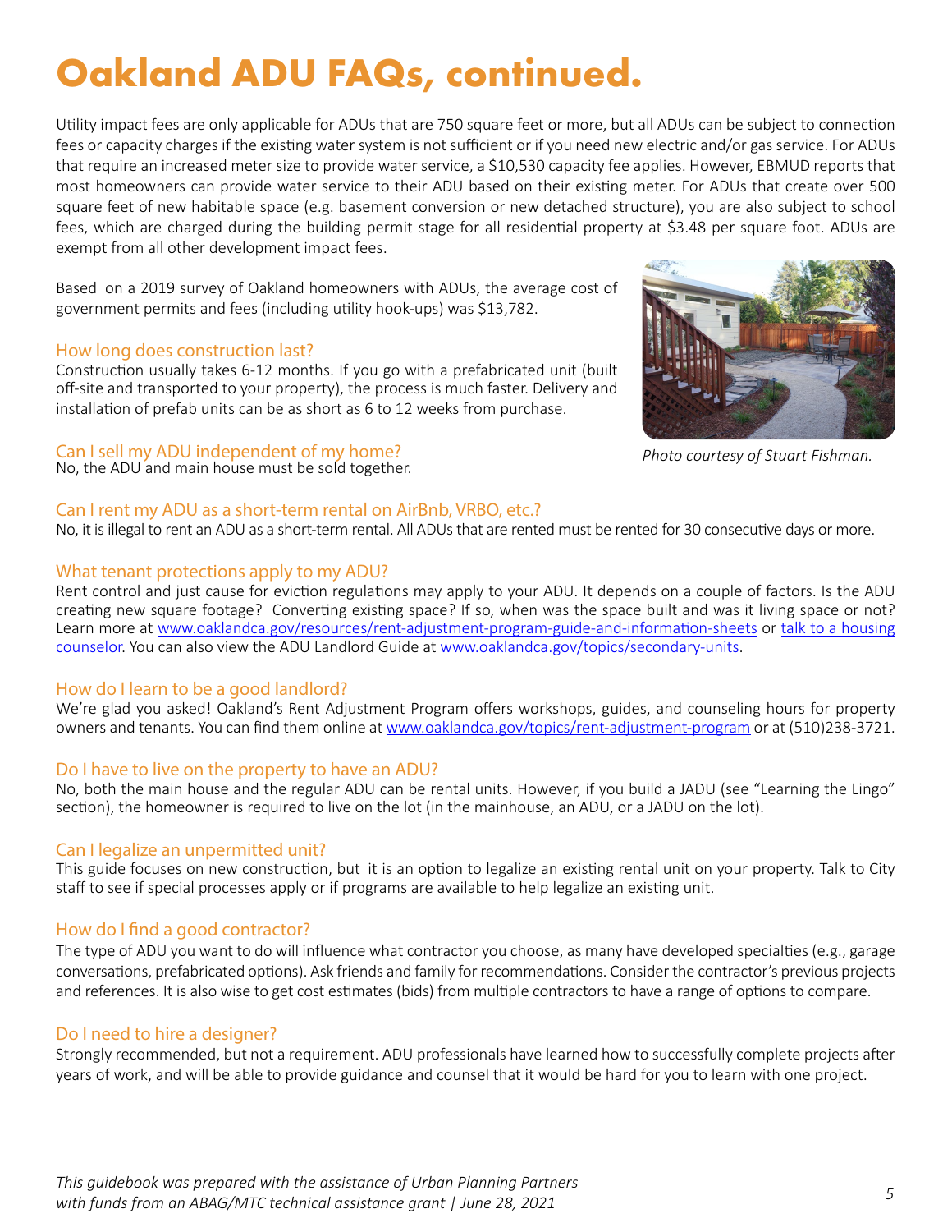# Oakland ADU FAQs, continued.

Utility impact fees are only applicable for ADUs that are 750 square feet or more, but all ADUs can be subject to connection fees or capacity charges if the existing water system is not sufficient or if you need new electric and/or gas service. For ADUs that require an increased meter size to provide water service, a $10,530 capacity fee applies. However, EBMUD reports that most homeowners can provide water service to their ADU based on their existing meter. For ADUs that create over 500 square feet of new habitable space (e.g. basement conversion or new detached structure), you are also subject to school fees, which are charged during the building permit stage for all residential property at $3.48 per square foot. ADUs are exempt from all other development impact fees.

Based on a 2019 survey of Oakland homeowners with ADUs, the average cost of government permits and fees (including utility hook-ups) was $13,782.

*Photo courtesy of Stuart Fishman.*

### How long does construction last?

Construction usually takes 6-12 months. If you go with a prefabricated unit (built off-site and transported to your property), the process is much faster. Delivery and installation of prefab units can be as short as 6 to 12 weeks from purchase.

### Can I sell my ADU independent of my home?

No, the ADU and main house must be sold together.

### Can I rent my ADU as a short-term rental on AirBnb, VRBO, etc.?

No, it is illegal to rent an ADU as a short-term rental. All ADUs that are rented must be rented for 30 consecutive days or more.

### What tenant protections apply to my ADU?

Rent control and just cause for eviction regulations may apply to your ADU. It depends on a couple of factors. Is the ADU creating new square footage? Converting existing space? If so, when was the space built and was it living space or not? Learn more at www.oaklandca.gov/resources/rent-adjustment-program-guide-and-information-sheets or talk to a housing counselor. You can also view the ADU Landlord Guide at www.oaklandca.gov/topics/secondary-units.

### How do I learn to be a good landlord?

We're glad you asked! Oakland's Rent Adjustment Program offers workshops, guides, and counseling hours for property owners and tenants. You can find them online at www.oaklandca.gov/topics/rent-adjustment-program or at (510)238-3721.

### Do I have to live on the property to have an ADU?

No, both the main house and the regular ADU can be rental units. However, if you build a JADU (see "Learning the Lingo" section), the homeowner is required to live on the lot (in the mainhouse, an ADU, or a JADU on the lot).

### Can I legalize an unpermitted unit?

This guide focuses on new construction, but it is an option to legalize an existing rental unit on your property. Talk to City staff to see if special processes apply or if programs are available to help legalize an existing unit.

### How do I find a good contractor?

The type of ADU you want to do will influence what contractor you choose, as many have developed specialties (e.g., garage conversations, prefabricated options). Ask friends and family for recommendations. Consider the contractor's previous projects and references. It is also wise to get cost estimates (bids) from multiple contractors to have a range of options to compare.

### Do I need to hire a designer?

Strongly recommended, but not a requirement. ADU professionals have learned how to successfully complete projects after years of work, and will be able to provide guidance and counsel that it would be hard for you to learn with one project.

*This guidebook was prepared with the assistance of Urban Planning Partners with funds from an ABAG/MTC technical assistance grant | June 28, 2021*